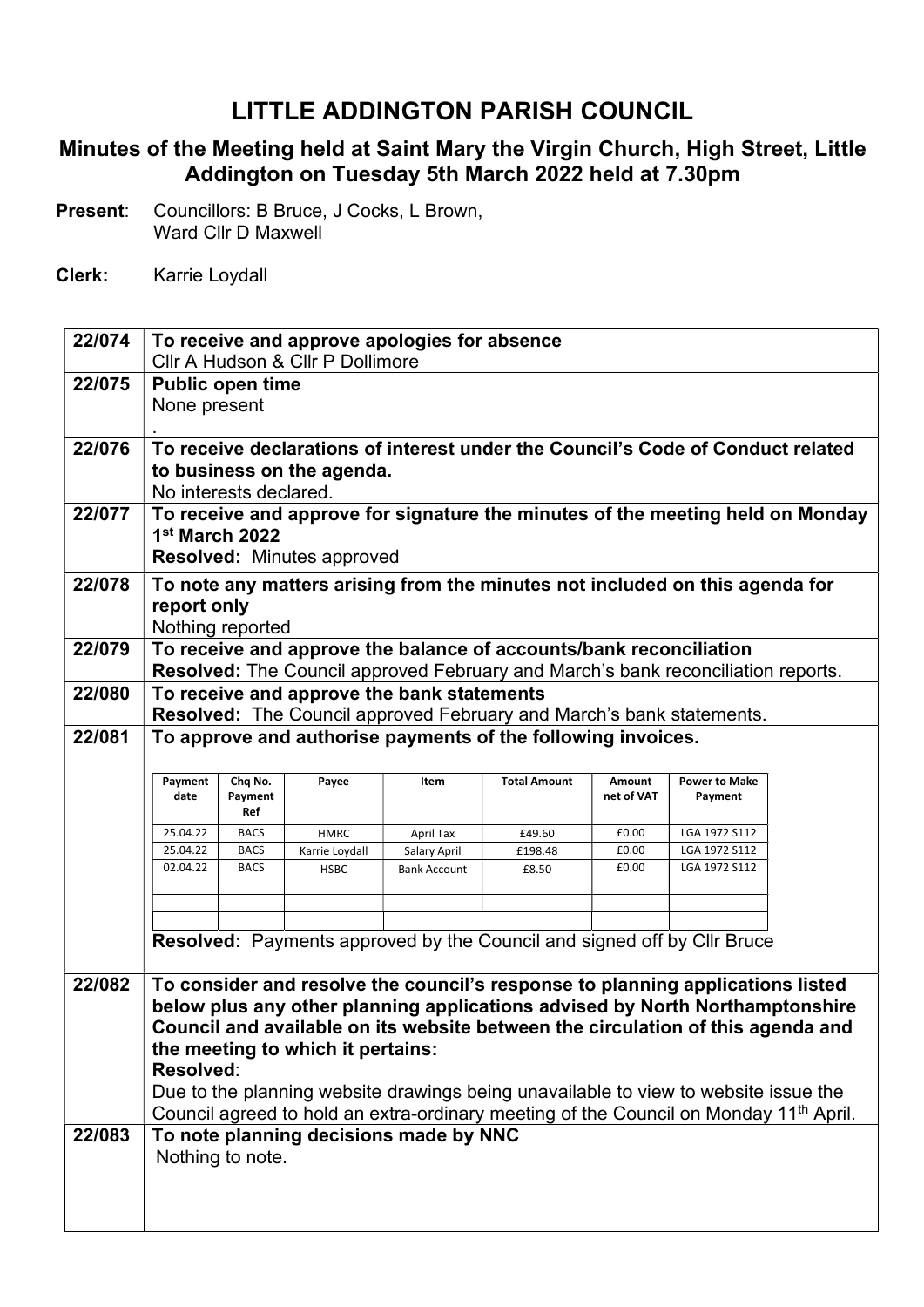# LITTLE ADDINGTON PARISH COUNCIL

## Minutes of the Meeting held at Saint Mary the Virgin Church, High Street, Little Addington on Tuesday 5th March 2022 held at 7.30pm

**Present**: Councillors: B Bruce, J Cocks, L Brown, Ward Cllr D Maxwell

**Clerk:** Karrie Loydall

**22/074 To receive and approve apologies for absence**

Cllr A Hudson & Cllr P Dollimore

**22/075 Public open time**

None present

.

**22/076 To receive declarations of interest under the Council's Code of Conduct related to business on the agenda.**

No interests declared.

**22/077 To receive and approve for signature the minutes of the meeting held on Monday 1st March 2022**

**Resolved:** Minutes approved

**22/078 To note any matters arising from the minutes not included on this agenda for report only**

Nothing reported

**22/079 To receive and approve the balance of accounts/bank reconciliation**

**Resolved:** The Council approved February and March's bank reconciliation reports.

**22/080 To receive and approve the bank statements**

**Resolved:** The Council approved February and March's bank statements.

**22/081 To approve and authorise payments of the following invoices.**

| Payment date | Chq No. Payment Ref | Payee | Item | Total Amount | Amount net of VAT | Power to Make Payment |
|---|---|---|---|---|---|---|
| 25.04.22 | BACS | HMRC | April Tax | £49.60 | £0.00 | LGA 1972 S112 |
| 25.04.22 | BACS | Karrie Loydall | Salary April | £198.48 | £0.00 | LGA 1972 S112 |
| 02.04.22 | BACS | HSBC | Bank Account | £8.50 | £0.00 | LGA 1972 S112 |
| | | | | | | |
| | | | | | | |
| | | | | | | |

**Resolved:** Payments approved by the Council and signed off by Cllr Bruce

**22/082 To consider and resolve the council's response to planning applications listed below plus any other planning applications advised by North Northamptonshire Council and available on its website between the circulation of this agenda and the meeting to which it pertains:**

**Resolved**:

Due to the planning website drawings being unavailable to view to website issue the Council agreed to hold an extra-ordinary meeting of the Council on Monday 11th April.

**22/083 To note planning decisions made by NNC**

Nothing to note.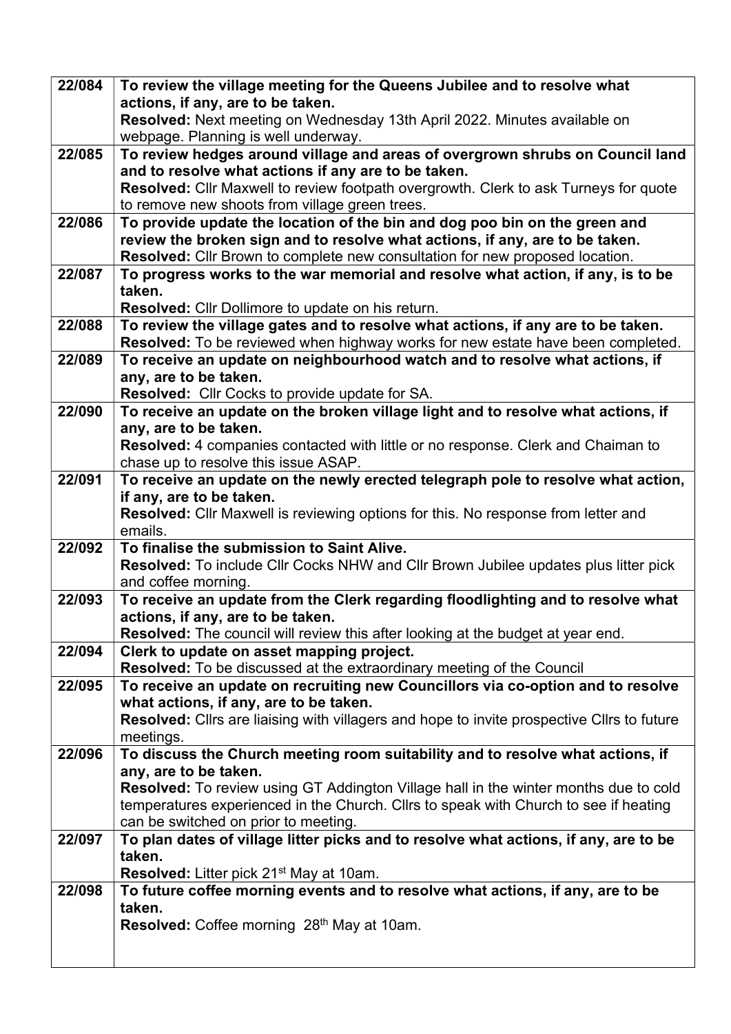| | |
|---|---|
| 22/084 | **To review the village meeting for the Queens Jubilee and to resolve what actions, if any, are to be taken.**<br>**Resolved:** Next meeting on Wednesday 13th April 2022. Minutes available on webpage. Planning is well underway. |
| 22/085 | **To review hedges around village and areas of overgrown shrubs on Council land and to resolve what actions if any are to be taken.**<br>**Resolved:** Cllr Maxwell to review footpath overgrowth. Clerk to ask Turneys for quote to remove new shoots from village green trees. |
| 22/086 | **To provide update the location of the bin and dog poo bin on the green and review the broken sign and to resolve what actions, if any, are to be taken.**<br>**Resolved:** Cllr Brown to complete new consultation for new proposed location. |
| 22/087 | **To progress works to the war memorial and resolve what action, if any, is to be taken.**<br>**Resolved:** Cllr Dollimore to update on his return. |
| 22/088 | **To review the village gates and to resolve what actions, if any are to be taken.**<br>**Resolved:** To be reviewed when highway works for new estate have been completed. |
| 22/089 | **To receive an update on neighbourhood watch and to resolve what actions, if any, are to be taken.**<br>**Resolved:** Cllr Cocks to provide update for SA. |
| 22/090 | **To receive an update on the broken village light and to resolve what actions, if any, are to be taken.**<br>**Resolved:** 4 companies contacted with little or no response. Clerk and Chaiman to chase up to resolve this issue ASAP. |
| 22/091 | **To receive an update on the newly erected telegraph pole to resolve what action, if any, are to be taken.**<br>**Resolved:** Cllr Maxwell is reviewing options for this. No response from letter and emails. |
| 22/092 | **To finalise the submission to Saint Alive.**<br>**Resolved:** To include Cllr Cocks NHW and Cllr Brown Jubilee updates plus litter pick and coffee morning. |
| 22/093 | **To receive an update from the Clerk regarding floodlighting and to resolve what actions, if any, are to be taken.**<br>**Resolved:** The council will review this after looking at the budget at year end. |
| 22/094 | **Clerk to update on asset mapping project.**<br>**Resolved:** To be discussed at the extraordinary meeting of the Council |
| 22/095 | **To receive an update on recruiting new Councillors via co-option and to resolve what actions, if any, are to be taken.**<br>**Resolved:** Cllrs are liaising with villagers and hope to invite prospective Cllrs to future meetings. |
| 22/096 | **To discuss the Church meeting room suitability and to resolve what actions, if any, are to be taken.**<br>**Resolved:** To review using GT Addington Village hall in the winter months due to cold temperatures experienced in the Church. Cllrs to speak with Church to see if heating can be switched on prior to meeting. |
| 22/097 | **To plan dates of village litter picks and to resolve what actions, if any, are to be taken.**<br>**Resolved:** Litter pick 21st May at 10am. |
| 22/098 | **To future coffee morning events and to resolve what actions, if any, are to be taken.**<br>**Resolved:** Coffee morning 28th May at 10am. |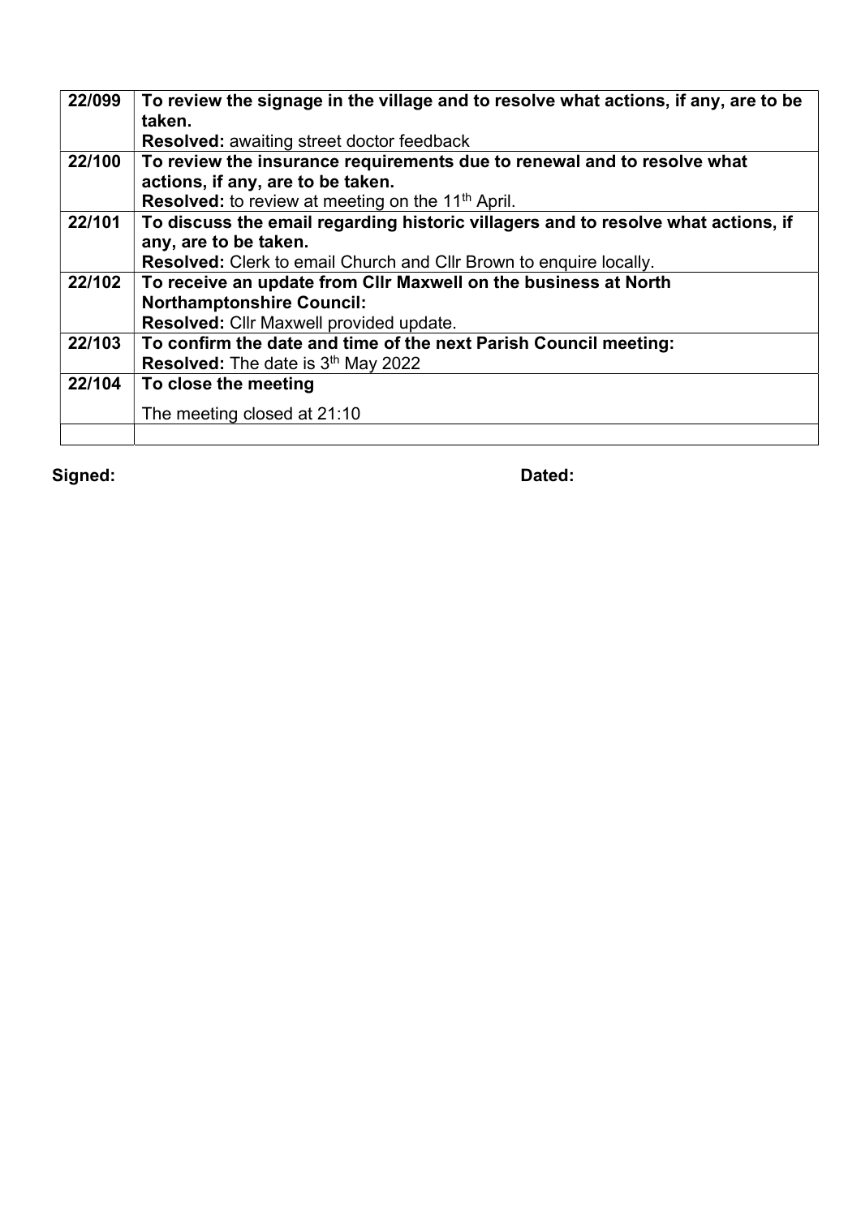| | |
|---|---|
| **22/099** | **To review the signage in the village and to resolve what actions, if any, are to be taken.**<br>**Resolved:** awaiting street doctor feedback |
| **22/100** | **To review the insurance requirements due to renewal and to resolve what actions, if any, are to be taken.**<br>**Resolved:** to review at meeting on the 11th April. |
| **22/101** | **To discuss the email regarding historic villagers and to resolve what actions, if any, are to be taken.**<br>**Resolved:** Clerk to email Church and Cllr Brown to enquire locally. |
| **22/102** | **To receive an update from Cllr Maxwell on the business at North Northamptonshire Council:**<br>**Resolved:** Cllr Maxwell provided update. |
| **22/103** | **To confirm the date and time of the next Parish Council meeting:**<br>**Resolved:** The date is 3th May 2022 |
| **22/104** | **To close the meeting**<br>The meeting closed at 21:10 |
| | |

**Signed:** **Dated:**